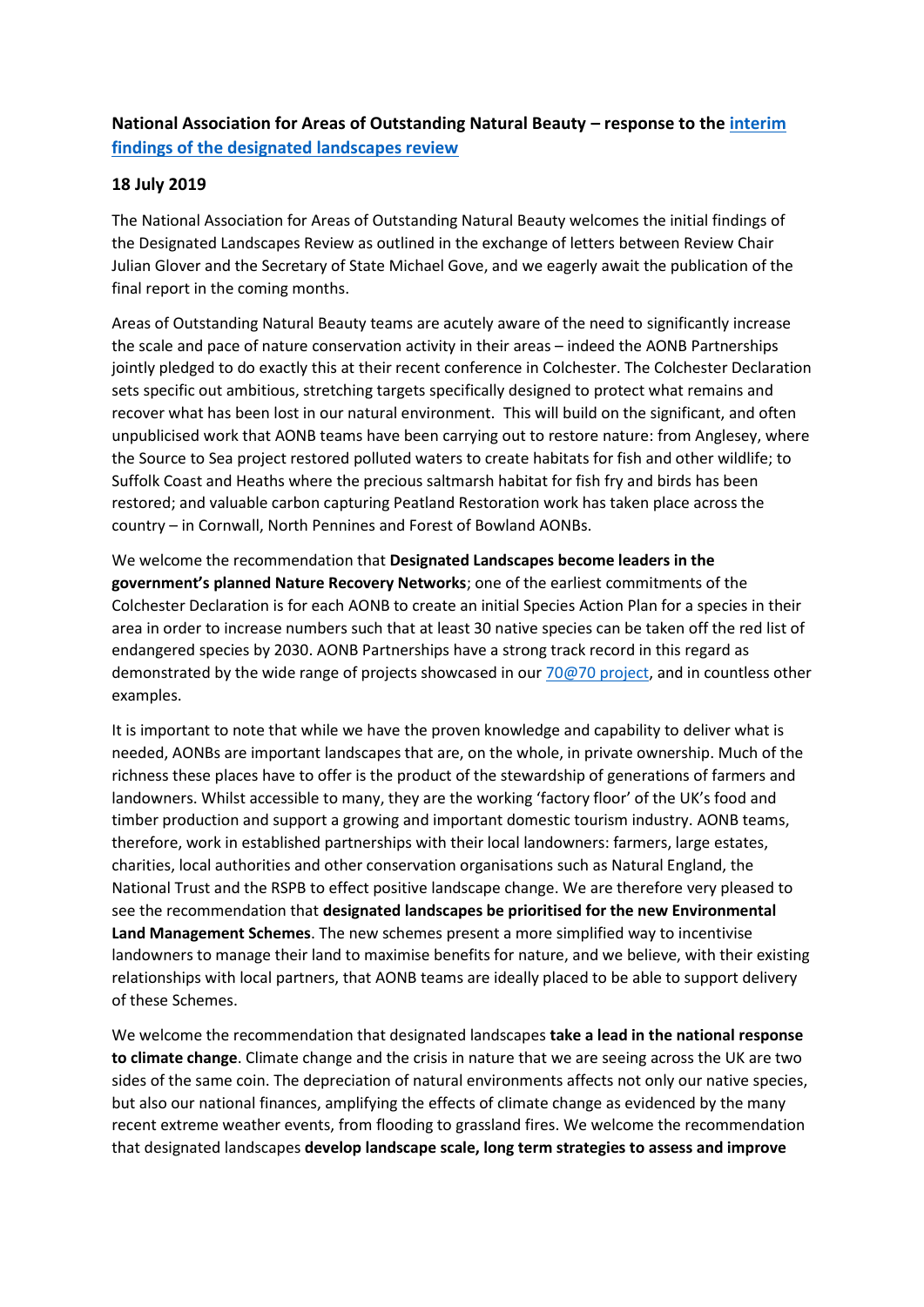**National Association for Areas of Outstanding Natural Beauty – response to the [interim findings of the designated landscapes review](#)**

**18 July 2019**

The National Association for Areas of Outstanding Natural Beauty welcomes the initial findings of the Designated Landscapes Review as outlined in the exchange of letters between Review Chair Julian Glover and the Secretary of State Michael Gove, and we eagerly await the publication of the final report in the coming months.

Areas of Outstanding Natural Beauty teams are acutely aware of the need to significantly increase the scale and pace of nature conservation activity in their areas – indeed the AONB Partnerships jointly pledged to do exactly this at their recent conference in Colchester. The Colchester Declaration sets specific out ambitious, stretching targets specifically designed to protect what remains and recover what has been lost in our natural environment. This will build on the significant, and often unpublicised work that AONB teams have been carrying out to restore nature: from Anglesey, where the Source to Sea project restored polluted waters to create habitats for fish and other wildlife; to Suffolk Coast and Heaths where the precious saltmarsh habitat for fish fry and birds has been restored; and valuable carbon capturing Peatland Restoration work has taken place across the country – in Cornwall, North Pennines and Forest of Bowland AONBs.

We welcome the recommendation that **Designated Landscapes become leaders in the government's planned Nature Recovery Networks**; one of the earliest commitments of the Colchester Declaration is for each AONB to create an initial Species Action Plan for a species in their area in order to increase numbers such that at least 30 native species can be taken off the red list of endangered species by 2030. AONB Partnerships have a strong track record in this regard as demonstrated by the wide range of projects showcased in our [70@70 project](#), and in countless other examples.

It is important to note that while we have the proven knowledge and capability to deliver what is needed, AONBs are important landscapes that are, on the whole, in private ownership. Much of the richness these places have to offer is the product of the stewardship of generations of farmers and landowners. Whilst accessible to many, they are the working 'factory floor' of the UK's food and timber production and support a growing and important domestic tourism industry. AONB teams, therefore, work in established partnerships with their local landowners: farmers, large estates, charities, local authorities and other conservation organisations such as Natural England, the National Trust and the RSPB to effect positive landscape change. We are therefore very pleased to see the recommendation that **designated landscapes be prioritised for the new Environmental Land Management Schemes**. The new schemes present a more simplified way to incentivise landowners to manage their land to maximise benefits for nature, and we believe, with their existing relationships with local partners, that AONB teams are ideally placed to be able to support delivery of these Schemes.

We welcome the recommendation that designated landscapes **take a lead in the national response to climate change**. Climate change and the crisis in nature that we are seeing across the UK are two sides of the same coin. The depreciation of natural environments affects not only our native species, but also our national finances, amplifying the effects of climate change as evidenced by the many recent extreme weather events, from flooding to grassland fires. We welcome the recommendation that designated landscapes **develop landscape scale, long term strategies to assess and improve**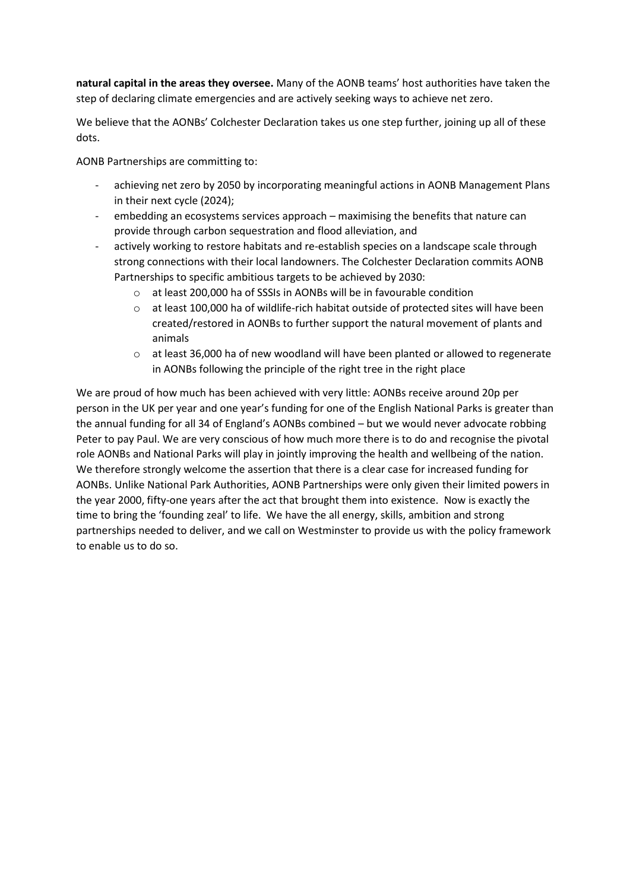**natural capital in the areas they oversee.** Many of the AONB teams' host authorities have taken the step of declaring climate emergencies and are actively seeking ways to achieve net zero.

We believe that the AONBs' Colchester Declaration takes us one step further, joining up all of these dots.

AONB Partnerships are committing to:

- achieving net zero by 2050 by incorporating meaningful actions in AONB Management Plans in their next cycle (2024);
- embedding an ecosystems services approach – maximising the benefits that nature can provide through carbon sequestration and flood alleviation, and
- actively working to restore habitats and re-establish species on a landscape scale through strong connections with their local landowners. The Colchester Declaration commits AONB Partnerships to specific ambitious targets to be achieved by 2030:
    - at least 200,000 ha of SSSIs in AONBs will be in favourable condition
    - at least 100,000 ha of wildlife-rich habitat outside of protected sites will have been created/restored in AONBs to further support the natural movement of plants and animals
    - at least 36,000 ha of new woodland will have been planted or allowed to regenerate in AONBs following the principle of the right tree in the right place

We are proud of how much has been achieved with very little: AONBs receive around 20p per person in the UK per year and one year's funding for one of the English National Parks is greater than the annual funding for all 34 of England's AONBs combined – but we would never advocate robbing Peter to pay Paul. We are very conscious of how much more there is to do and recognise the pivotal role AONBs and National Parks will play in jointly improving the health and wellbeing of the nation. We therefore strongly welcome the assertion that there is a clear case for increased funding for AONBs. Unlike National Park Authorities, AONB Partnerships were only given their limited powers in the year 2000, fifty-one years after the act that brought them into existence. Now is exactly the time to bring the 'founding zeal' to life. We have the all energy, skills, ambition and strong partnerships needed to deliver, and we call on Westminster to provide us with the policy framework to enable us to do so.